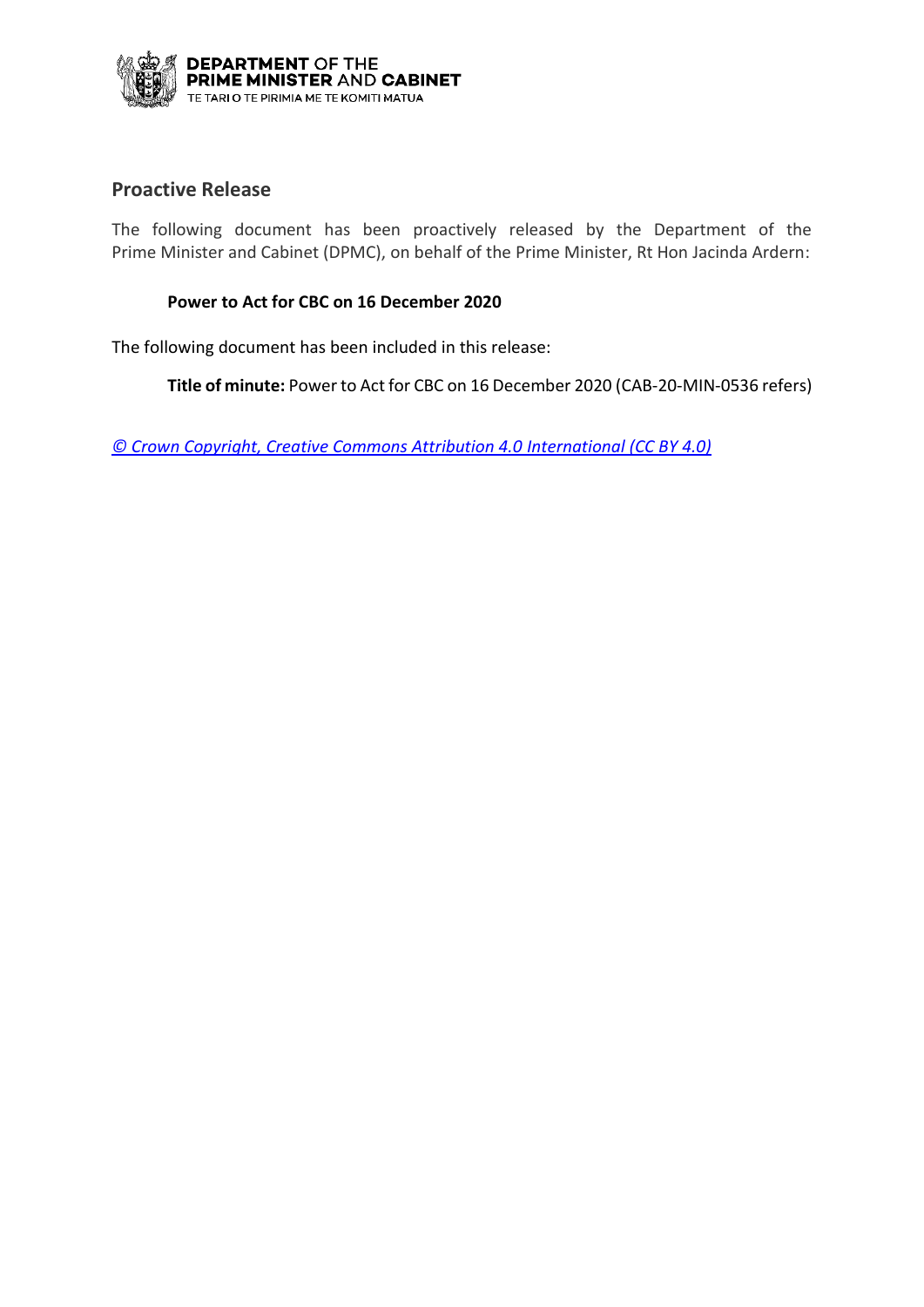**DEPARTMENT OF THE PRIME MINISTER AND CABINET**
TE TARI O TE PIRIMIA ME TE KOMITI MATUA

## Proactive Release

The following document has been proactively released by the Department of the Prime Minister and Cabinet (DPMC), on behalf of the Prime Minister, Rt Hon Jacinda Ardern:

**Power to Act for CBC on 16 December 2020**

The following document has been included in this release:

**Title of minute:** Power to Act for CBC on 16 December 2020 (CAB-20-MIN-0536 refers)

*© Crown Copyright, Creative Commons Attribution 4.0 International (CC BY 4.0)*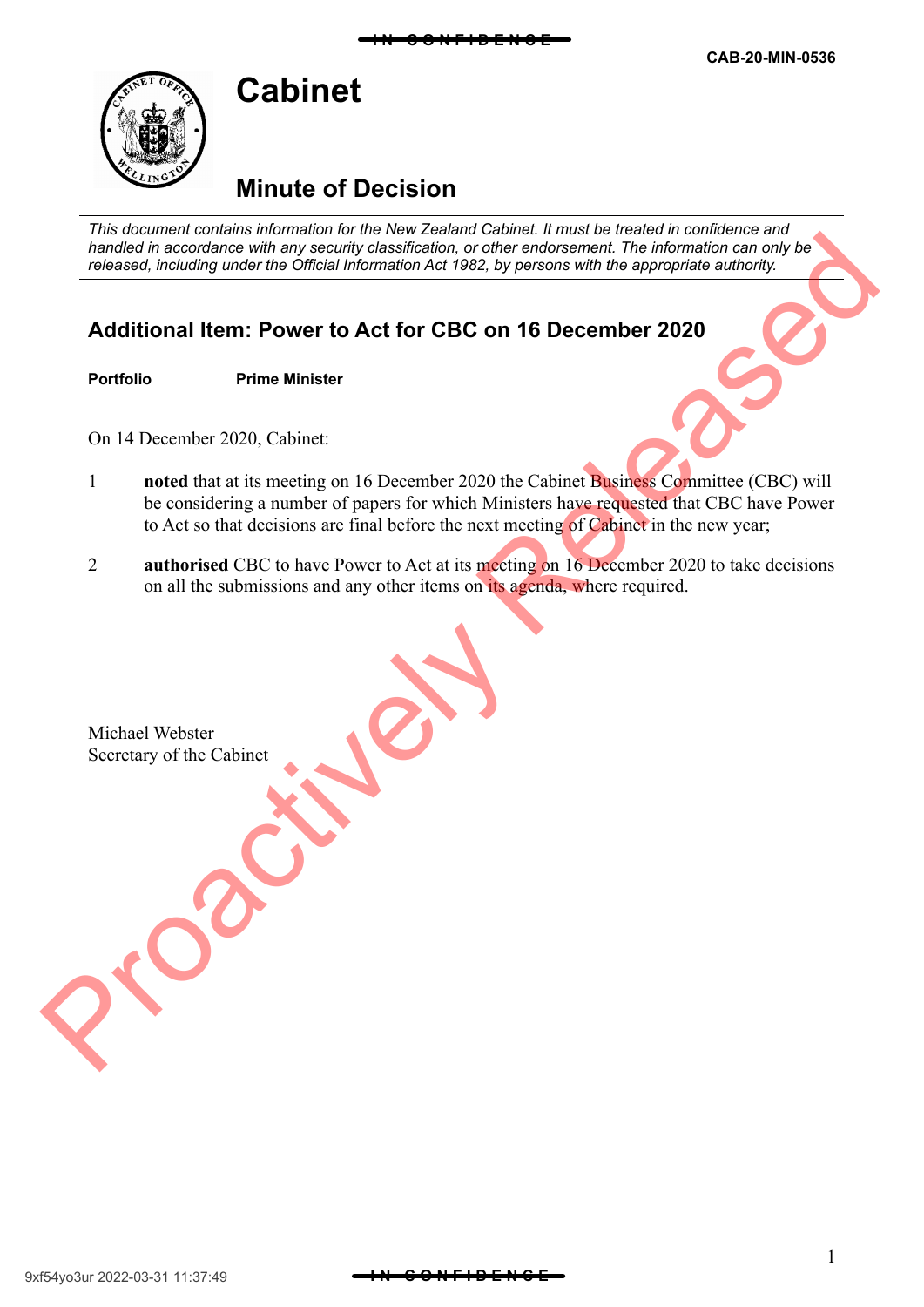CAB-20-MIN-0536

# Cabinet

## Minute of Decision

*This document contains information for the New Zealand Cabinet. It must be treated in confidence and handled in accordance with any security classification, or other endorsement. The information can only be released, including under the Official Information Act 1982, by persons with the appropriate authority.*

### Additional Item: Power to Act for CBC on 16 December 2020

**Portfolio** **Prime Minister**

On 14 December 2020, Cabinet:

1 **noted** that at its meeting on 16 December 2020 the Cabinet Business Committee (CBC) will be considering a number of papers for which Ministers have requested that CBC have Power to Act so that decisions are final before the next meeting of Cabinet in the new year;

2 **authorised** CBC to have Power to Act at its meeting on 16 December 2020 to take decisions on all the submissions and any other items on its agenda, where required.

Michael Webster
Secretary of the Cabinet